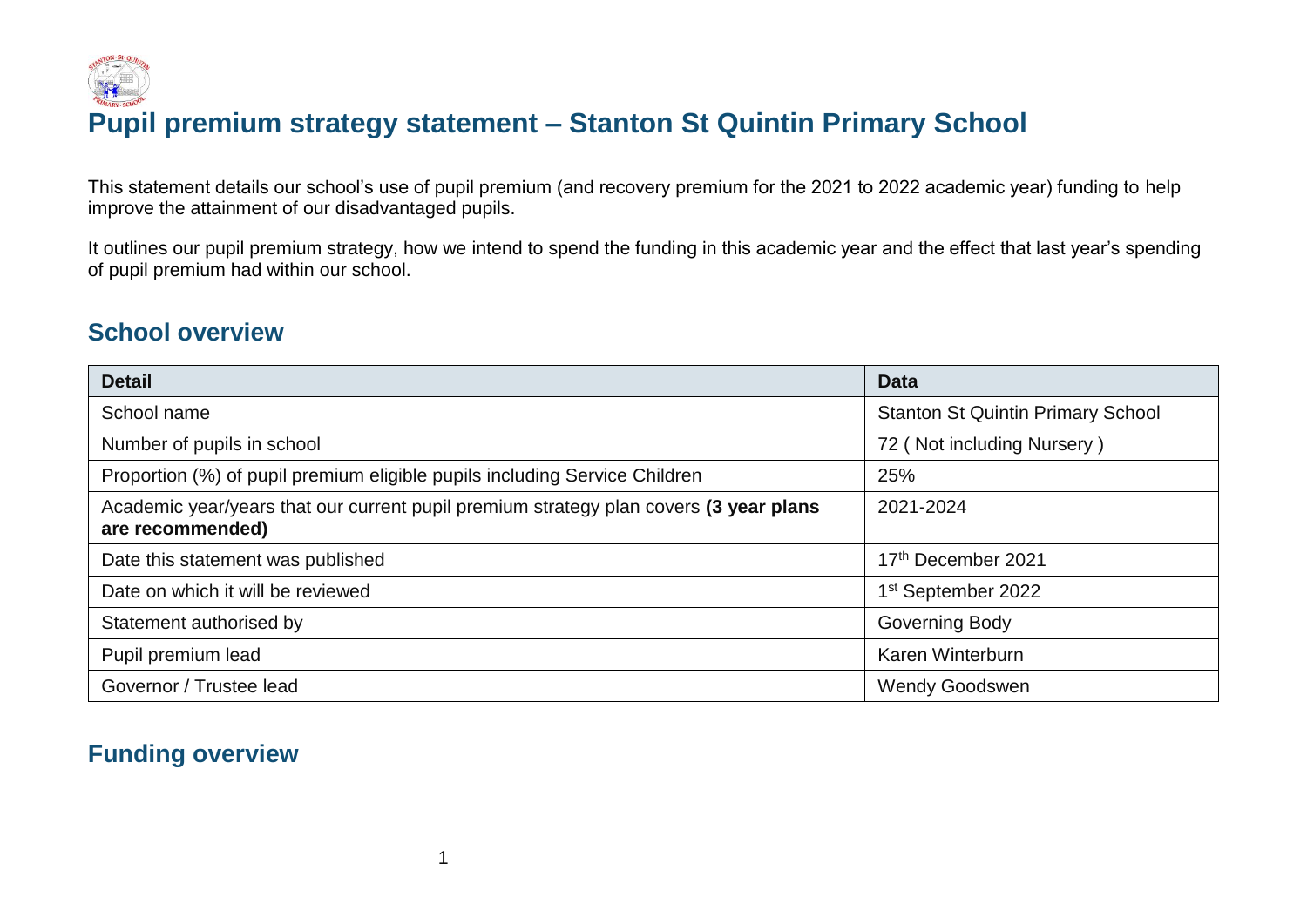# Pupil premium strategy statement – Stanton St Quintin Primary School

This statement details our school's use of pupil premium (and recovery premium for the 2021 to 2022 academic year) funding to help improve the attainment of our disadvantaged pupils.

It outlines our pupil premium strategy, how we intend to spend the funding in this academic year and the effect that last year's spending of pupil premium had within our school.

## School overview

| Detail | Data |
|---|---|
| School name | Stanton St Quintin Primary School |
| Number of pupils in school | 72 ( Not including Nursery ) |
| Proportion (%) of pupil premium eligible pupils including Service Children | 25% |
| Academic year/years that our current pupil premium strategy plan covers **(3 year plans are recommended)** | 2021-2024 |
| Date this statement was published | 17th December 2021 |
| Date on which it will be reviewed | 1st September 2022 |
| Statement authorised by | Governing Body |
| Pupil premium lead | Karen Winterburn |
| Governor / Trustee lead | Wendy Goodswen |

## Funding overview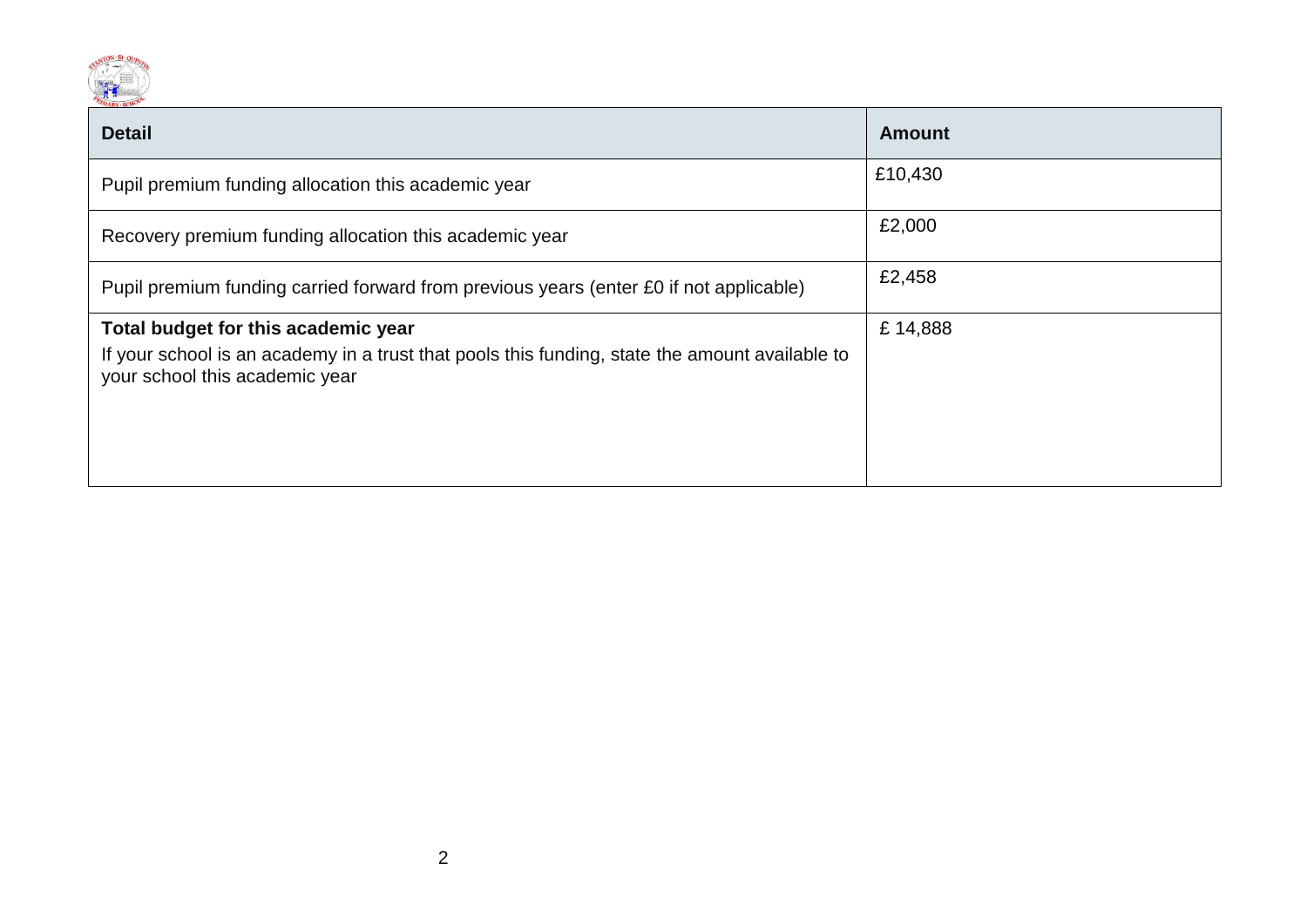| Detail | Amount |
|---|---|
| Pupil premium funding allocation this academic year | £10,430 |
| Recovery premium funding allocation this academic year | £2,000 |
| Pupil premium funding carried forward from previous years (enter £0 if not applicable) | £2,458 |
| **Total budget for this academic year**<br>If your school is an academy in a trust that pools this funding, state the amount available to your school this academic year | £ 14,888 |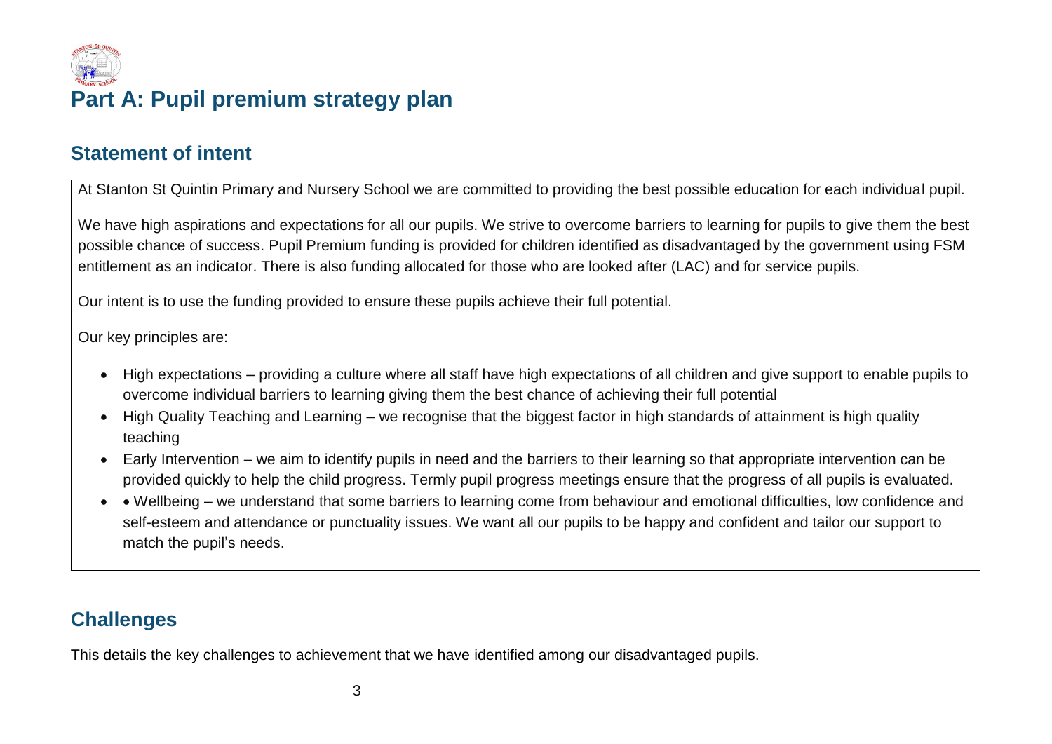# Part A: Pupil premium strategy plan

## Statement of intent

At Stanton St Quintin Primary and Nursery School we are committed to providing the best possible education for each individual pupil.

We have high aspirations and expectations for all our pupils. We strive to overcome barriers to learning for pupils to give them the best possible chance of success. Pupil Premium funding is provided for children identified as disadvantaged by the government using FSM entitlement as an indicator. There is also funding allocated for those who are looked after (LAC) and for service pupils.

Our intent is to use the funding provided to ensure these pupils achieve their full potential.

Our key principles are:

- High expectations – providing a culture where all staff have high expectations of all children and give support to enable pupils to overcome individual barriers to learning giving them the best chance of achieving their full potential
- High Quality Teaching and Learning – we recognise that the biggest factor in high standards of attainment is high quality teaching
- Early Intervention – we aim to identify pupils in need and the barriers to their learning so that appropriate intervention can be provided quickly to help the child progress. Termly pupil progress meetings ensure that the progress of all pupils is evaluated.
- • Wellbeing – we understand that some barriers to learning come from behaviour and emotional difficulties, low confidence and self-esteem and attendance or punctuality issues. We want all our pupils to be happy and confident and tailor our support to match the pupil's needs.

## Challenges

This details the key challenges to achievement that we have identified among our disadvantaged pupils.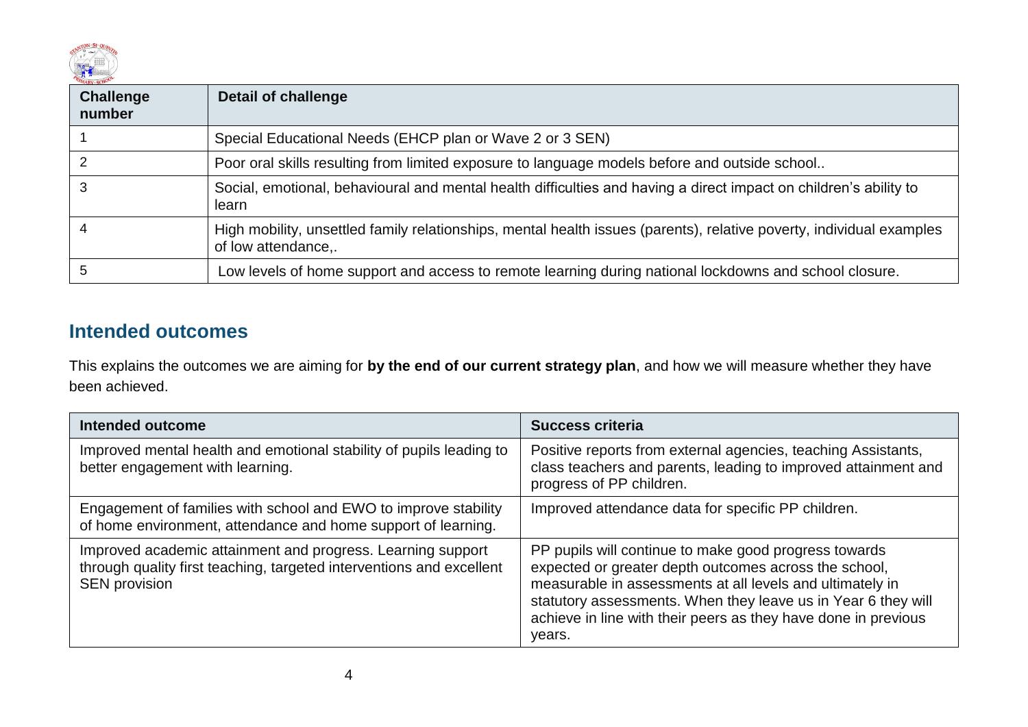| Challenge number | Detail of challenge |
| --- | --- |
| 1 | Special Educational Needs (EHCP plan or Wave 2 or 3 SEN) |
| 2 | Poor oral skills resulting from limited exposure to language models before and outside school.. |
| 3 | Social, emotional, behavioural and mental health difficulties and having a direct impact on children's ability to learn |
| 4 | High mobility, unsettled family relationships, mental health issues (parents), relative poverty, individual examples of low attendance,. |
| 5 | Low levels of home support and access to remote learning during national lockdowns and school closure. |

## Intended outcomes

This explains the outcomes we are aiming for **by the end of our current strategy plan**, and how we will measure whether they have been achieved.

| Intended outcome | Success criteria |
| --- | --- |
| Improved mental health and emotional stability of pupils leading to better engagement with learning. | Positive reports from external agencies, teaching Assistants, class teachers and parents, leading to improved attainment and progress of PP children. |
| Engagement of families with school and EWO to improve stability of home environment, attendance and home support of learning. | Improved attendance data for specific PP children. |
| Improved academic attainment and progress. Learning support through quality first teaching, targeted interventions and excellent SEN provision | PP pupils will continue to make good progress towards expected or greater depth outcomes across the school, measurable in assessments at all levels and ultimately in statutory assessments. When they leave us in Year 6 they will achieve in line with their peers as they have done in previous years. |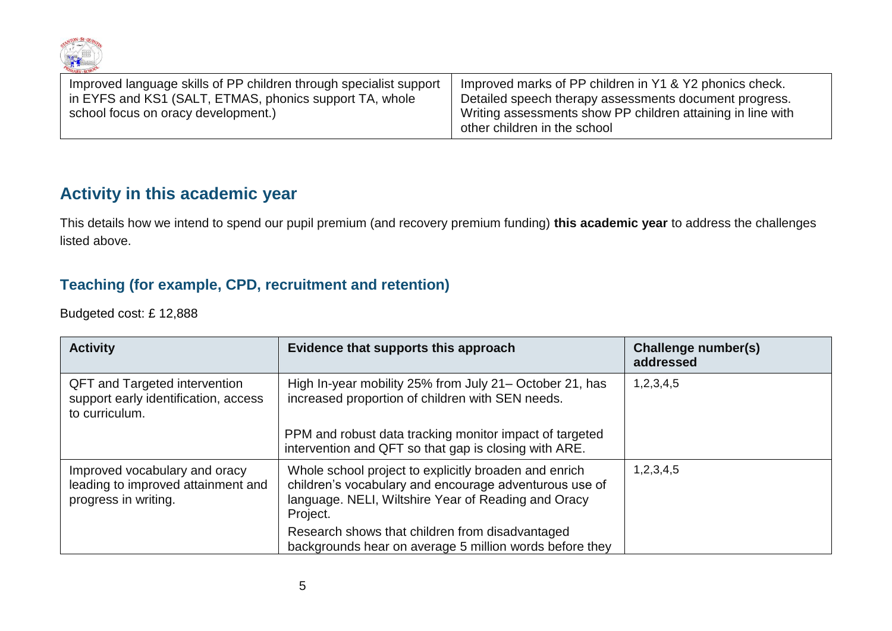| | |
|---|---|
| Improved language skills of PP children through specialist support in EYFS and KS1 (SALT, ETMAS, phonics support TA, whole school focus on oracy development.) | Improved marks of PP children in Y1 & Y2 phonics check. Detailed speech therapy assessments document progress. Writing assessments show PP children attaining in line with other children in the school |

## Activity in this academic year

This details how we intend to spend our pupil premium (and recovery premium funding) **this academic year** to address the challenges listed above.

### Teaching (for example, CPD, recruitment and retention)

Budgeted cost: £ 12,888

| Activity | Evidence that supports this approach | Challenge number(s) addressed |
|---|---|---|
| QFT and Targeted intervention support early identification, access to curriculum. | High In-year mobility 25% from July 21– October 21, has increased proportion of children with SEN needs.<br><br>PPM and robust data tracking monitor impact of targeted intervention and QFT so that gap is closing with ARE. | 1,2,3,4,5 |
| Improved vocabulary and oracy leading to improved attainment and progress in writing. | Whole school project to explicitly broaden and enrich children's vocabulary and encourage adventurous use of language. NELI, Wiltshire Year of Reading and Oracy Project.<br><br>Research shows that children from disadvantaged backgrounds hear on average 5 million words before they | 1,2,3,4,5 |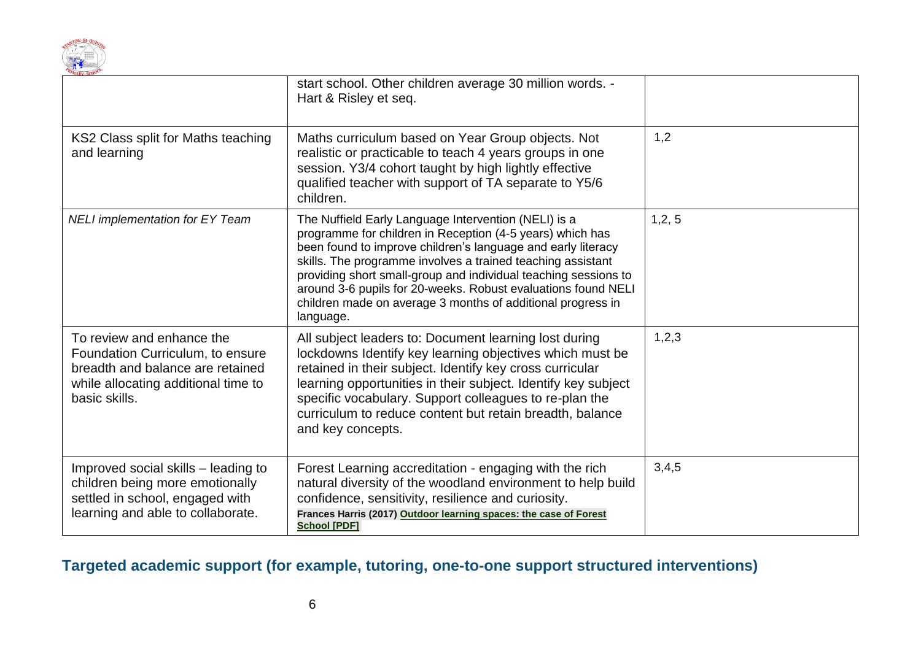| | | |
|---|---|---|
| | start school. Other children average 30 million words. - Hart & Risley et seq. | |
| KS2 Class split for Maths teaching and learning | Maths curriculum based on Year Group objects. Not realistic or practicable to teach 4 years groups in one session. Y3/4 cohort taught by high lightly effective qualified teacher with support of TA separate to Y5/6 children. | 1,2 |
| *NELI implementation for EY Team* | The Nuffield Early Language Intervention (NELI) is a programme for children in Reception (4-5 years) which has been found to improve children's language and early literacy skills. The programme involves a trained teaching assistant providing short small-group and individual teaching sessions to around 3-6 pupils for 20-weeks. Robust evaluations found NELI children made on average 3 months of additional progress in language. | 1,2, 5 |
| To review and enhance the Foundation Curriculum, to ensure breadth and balance are retained while allocating additional time to basic skills. | All subject leaders to: Document learning lost during lockdowns Identify key learning objectives which must be retained in their subject. Identify key cross curricular learning opportunities in their subject. Identify key subject specific vocabulary. Support colleagues to re-plan the curriculum to reduce content but retain breadth, balance and key concepts. | 1,2,3 |
| Improved social skills – leading to children being more emotionally settled in school, engaged with learning and able to collaborate. | Forest Learning accreditation - engaging with the rich natural diversity of the woodland environment to help build confidence, sensitivity, resilience and curiosity. **Frances Harris (2017) Outdoor learning spaces: the case of Forest School [PDF]** | 3,4,5 |

## Targeted academic support (for example, tutoring, one-to-one support structured interventions)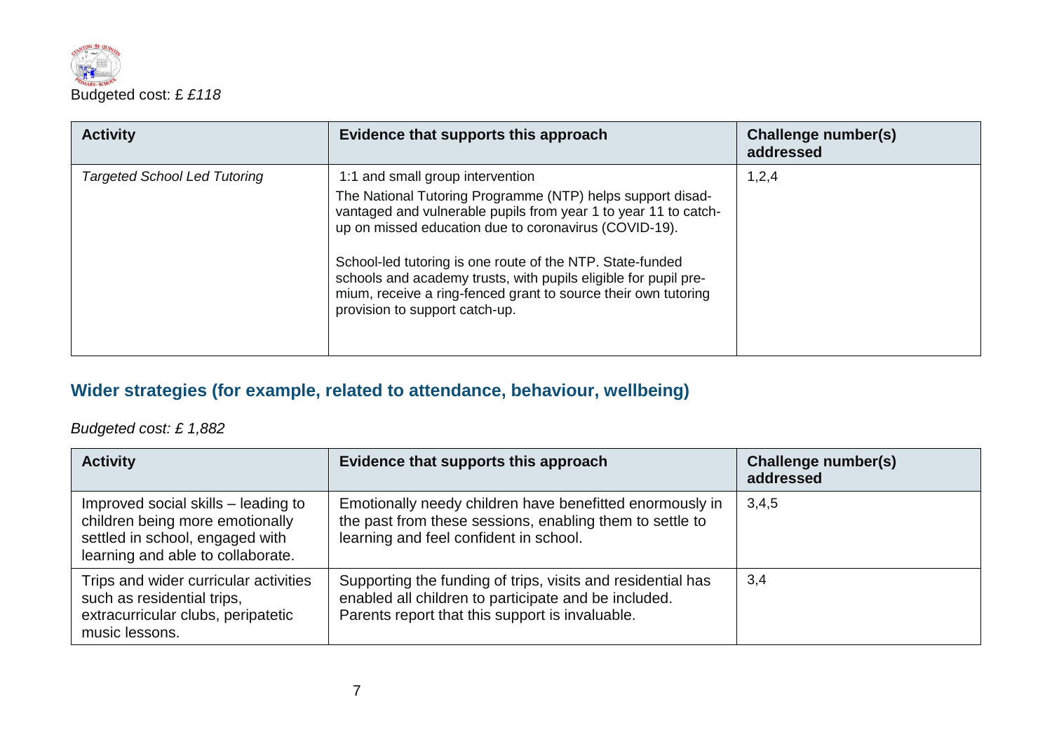Budgeted cost: £ *£118*

| Activity | Evidence that supports this approach | Challenge number(s) addressed |
|---|---|---|
| *Targeted School Led Tutoring* | 1:1 and small group intervention<br>The National Tutoring Programme (NTP) helps support disadvantaged and vulnerable pupils from year 1 to year 11 to catch-up on missed education due to coronavirus (COVID-19).<br><br>School-led tutoring is one route of the NTP. State-funded schools and academy trusts, with pupils eligible for pupil premium, receive a ring-fenced grant to source their own tutoring provision to support catch-up. | 1,2,4 |

## Wider strategies (for example, related to attendance, behaviour, wellbeing)

*Budgeted cost: £ 1,882*

| Activity | Evidence that supports this approach | Challenge number(s) addressed |
|---|---|---|
| Improved social skills – leading to children being more emotionally settled in school, engaged with learning and able to collaborate. | Emotionally needy children have benefitted enormously in the past from these sessions, enabling them to settle to learning and feel confident in school. | 3,4,5 |
| Trips and wider curricular activities such as residential trips, extracurricular clubs, peripatetic music lessons. | Supporting the funding of trips, visits and residential has enabled all children to participate and be included. Parents report that this support is invaluable. | 3,4 |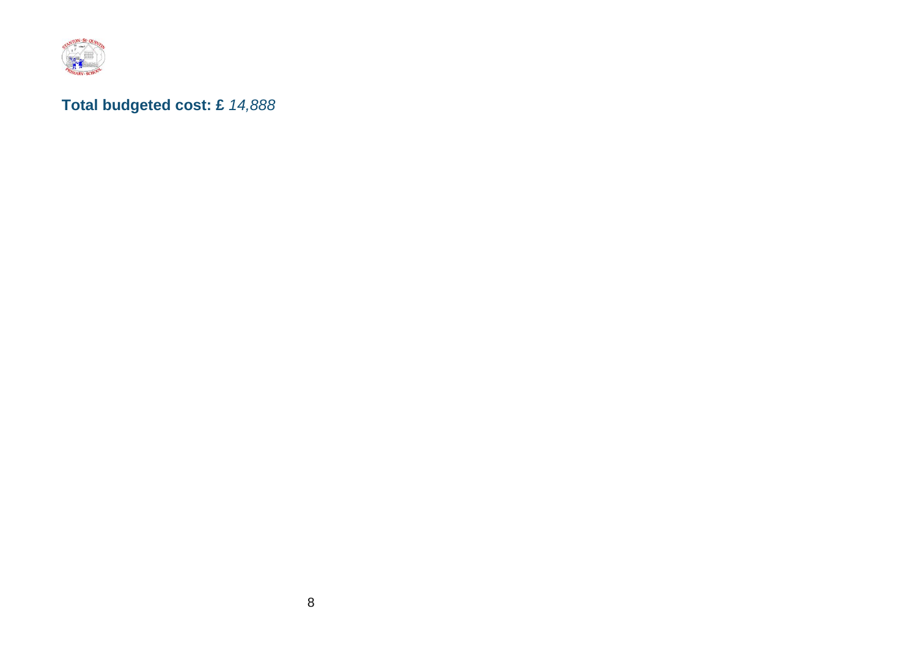**Total budgeted cost: £** *14,888*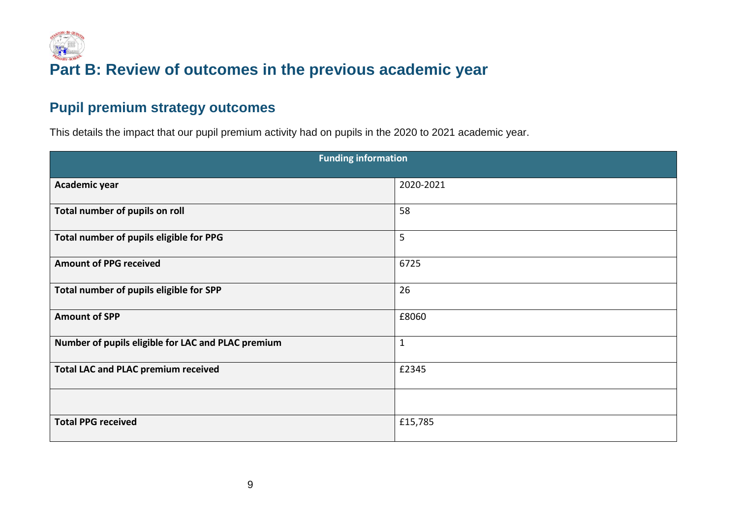# Part B: Review of outcomes in the previous academic year

## Pupil premium strategy outcomes

This details the impact that our pupil premium activity had on pupils in the 2020 to 2021 academic year.

| Funding information | |
|---|---|
| **Academic year** | 2020-2021 |
| **Total number of pupils on roll** | 58 |
| **Total number of pupils eligible for PPG** | 5 |
| **Amount of PPG received** | 6725 |
| **Total number of pupils eligible for SPP** | 26 |
| **Amount of SPP** | £8060 |
| **Number of pupils eligible for LAC and PLAC premium** | 1 |
| **Total LAC and PLAC premium received** | £2345 |
| | |
| **Total PPG received** | £15,785 |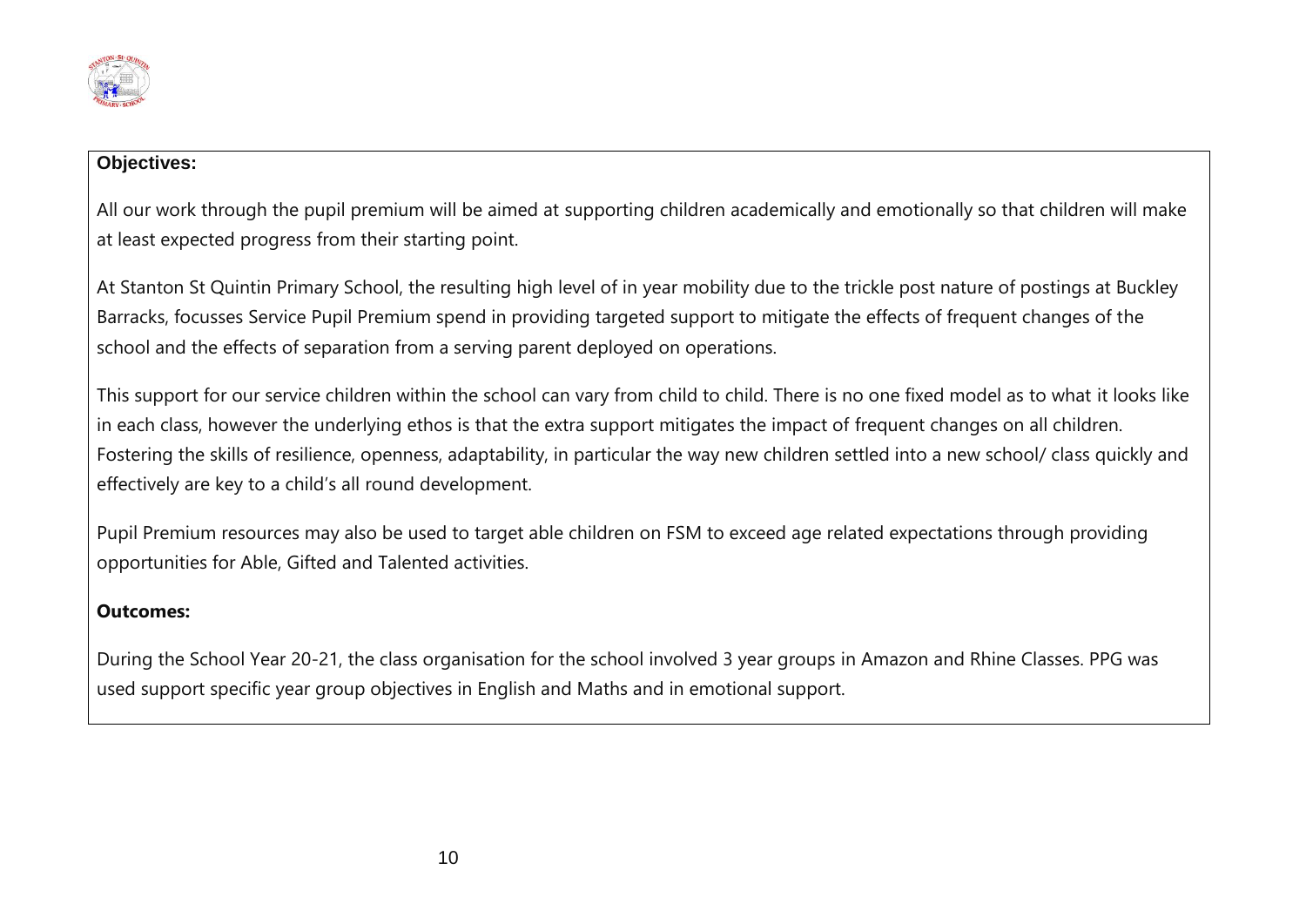**Objectives:**

All our work through the pupil premium will be aimed at supporting children academically and emotionally so that children will make at least expected progress from their starting point.

At Stanton St Quintin Primary School, the resulting high level of in year mobility due to the trickle post nature of postings at Buckley Barracks, focusses Service Pupil Premium spend in providing targeted support to mitigate the effects of frequent changes of the school and the effects of separation from a serving parent deployed on operations.

This support for our service children within the school can vary from child to child. There is no one fixed model as to what it looks like in each class, however the underlying ethos is that the extra support mitigates the impact of frequent changes on all children. Fostering the skills of resilience, openness, adaptability, in particular the way new children settled into a new school/ class quickly and effectively are key to a child's all round development.

Pupil Premium resources may also be used to target able children on FSM to exceed age related expectations through providing opportunities for Able, Gifted and Talented activities.

**Outcomes:**

During the School Year 20-21, the class organisation for the school involved 3 year groups in Amazon and Rhine Classes. PPG was used support specific year group objectives in English and Maths and in emotional support.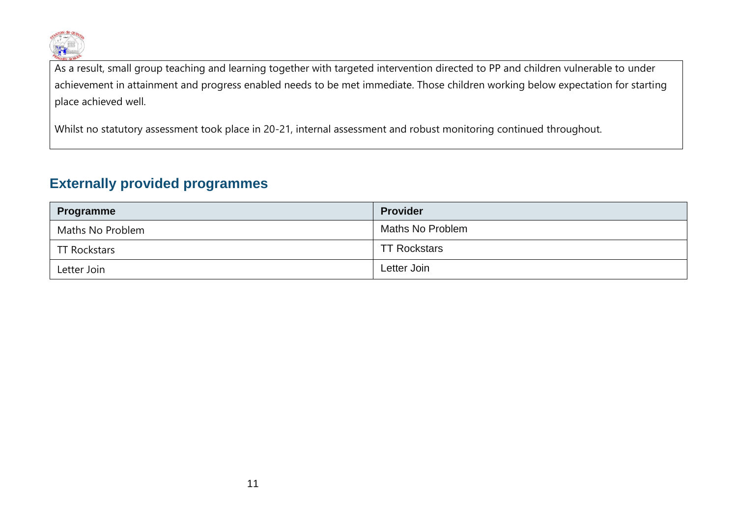As a result, small group teaching and learning together with targeted intervention directed to PP and children vulnerable to under achievement in attainment and progress enabled needs to be met immediate. Those children working below expectation for starting place achieved well.

Whilst no statutory assessment took place in 20-21, internal assessment and robust monitoring continued throughout.

## Externally provided programmes

| Programme | Provider |
|---|---|
| Maths No Problem | Maths No Problem |
| TT Rockstars | TT Rockstars |
| Letter Join | Letter Join |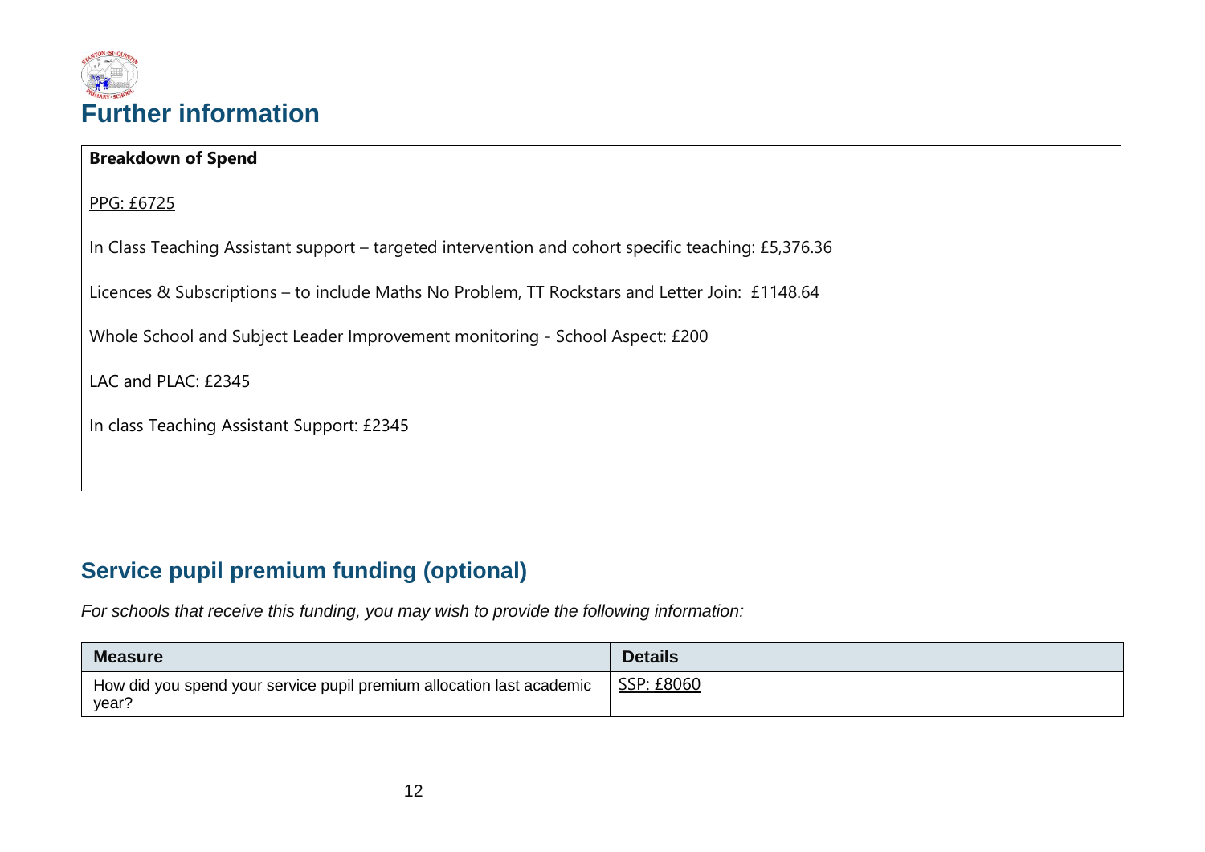# Further information

| |
|---|
| **Breakdown of Spend**<br><br>PPG: £6725<br><br>In Class Teaching Assistant support – targeted intervention and cohort specific teaching: £5,376.36<br><br>Licences & Subscriptions – to include Maths No Problem, TT Rockstars and Letter Join:  £1148.64<br><br>Whole School and Subject Leader Improvement monitoring - School Aspect: £200<br><br>LAC and PLAC: £2345<br><br>In class Teaching Assistant Support: £2345 |

## Service pupil premium funding (optional)

*For schools that receive this funding, you may wish to provide the following information:*

| Measure | Details |
|---|---|
| How did you spend your service pupil premium allocation last academic year? | SSP: £8060 |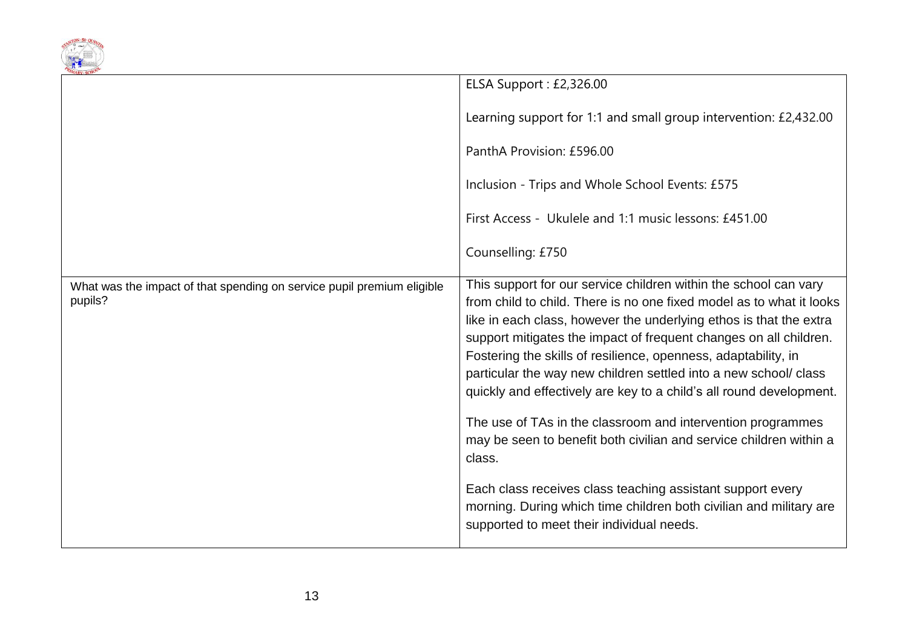| | |
|---|---|
| | ELSA Support : £2,326.00<br><br>Learning support for 1:1 and small group intervention: £2,432.00<br><br>PanthA Provision: £596.00<br><br>Inclusion - Trips and Whole School Events: £575<br><br>First Access - Ukulele and 1:1 music lessons: £451.00<br><br>Counselling: £750 |
| What was the impact of that spending on service pupil premium eligible pupils? | This support for our service children within the school can vary from child to child. There is no one fixed model as to what it looks like in each class, however the underlying ethos is that the extra support mitigates the impact of frequent changes on all children. Fostering the skills of resilience, openness, adaptability, in particular the way new children settled into a new school/ class quickly and effectively are key to a child's all round development.<br><br>The use of TAs in the classroom and intervention programmes may be seen to benefit both civilian and service children within a class.<br><br>Each class receives class teaching assistant support every morning. During which time children both civilian and military are supported to meet their individual needs. |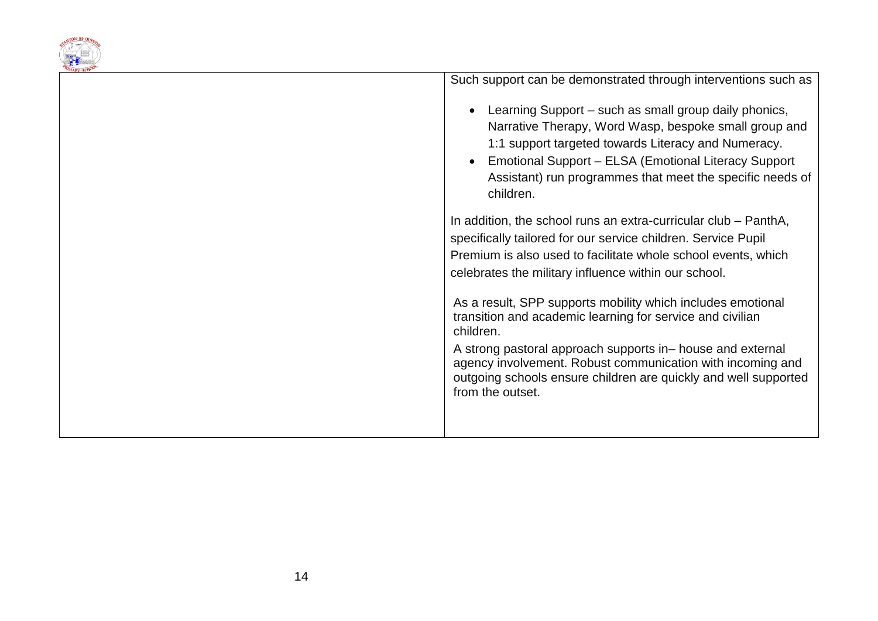| | |
|---|---|
| | Such support can be demonstrated through interventions such as<br><br>• Learning Support – such as small group daily phonics, Narrative Therapy, Word Wasp, bespoke small group and 1:1 support targeted towards Literacy and Numeracy.<br>• Emotional Support – ELSA (Emotional Literacy Support Assistant) run programmes that meet the specific needs of children.<br><br>In addition, the school runs an extra-curricular club – PanthA, specifically tailored for our service children. Service Pupil Premium is also used to facilitate whole school events, which celebrates the military influence within our school.<br><br>As a result, SPP supports mobility which includes emotional transition and academic learning for service and civilian children.<br><br>A strong pastoral approach supports in– house and external agency involvement. Robust communication with incoming and outgoing schools ensure children are quickly and well supported from the outset. |